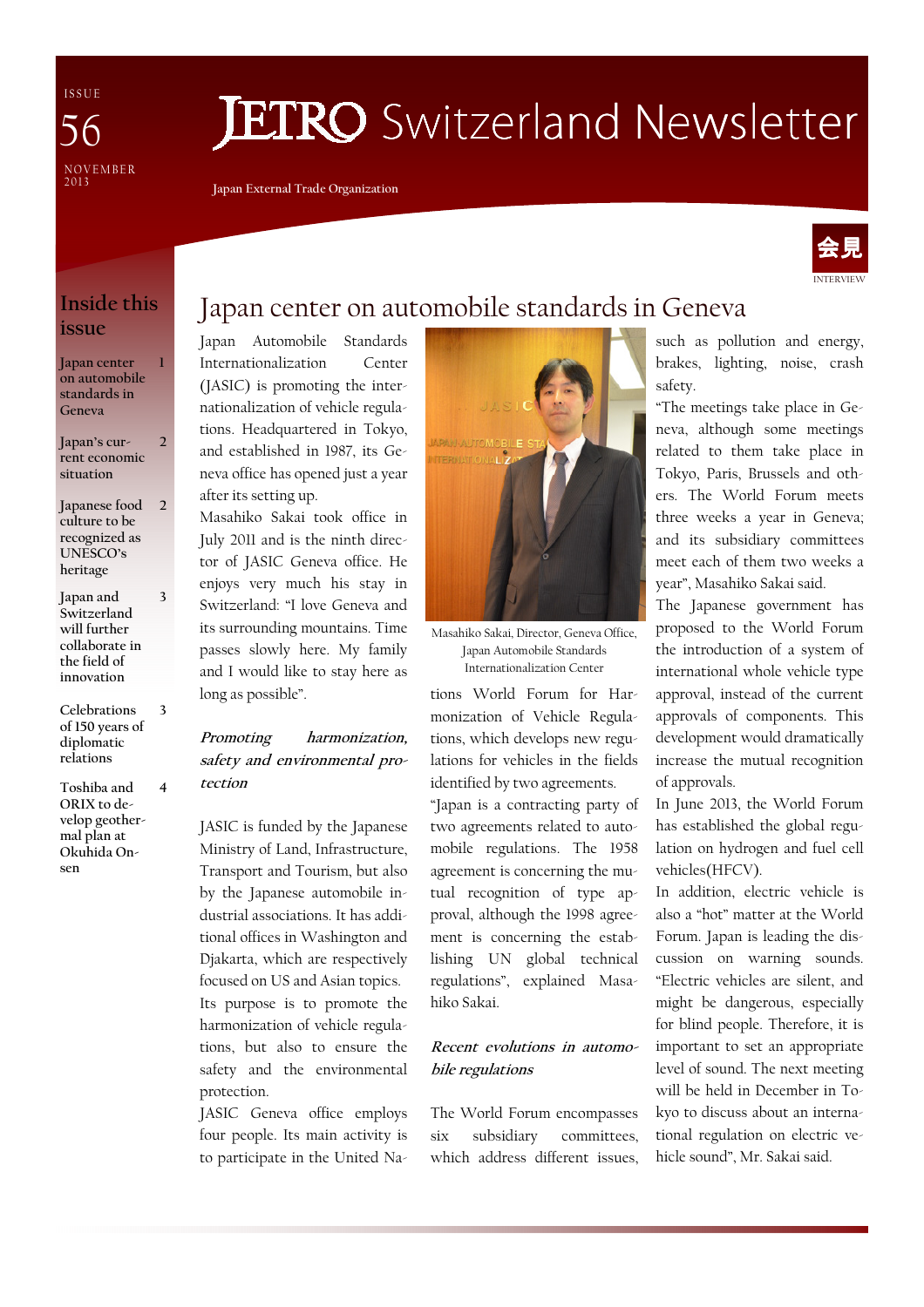ISSUE 56

NOVEMBER 2013

# JETRO Switzerland Newsletter

Japan External Trade Organization

## Inside this issue

- Japan center on automobile standards in Geneva — 1
- Japan's current economic situation — 2
- Japanese food culture to be recognized as UNESCO's heritage — 2
- Japan and Switzerland will further collaborate in the field of innovation — 3
- Celebrations of 150 years of diplomatic relations — 3
- Toshiba and ORIX to develop geothermal plan at Okuhida Onsen — 4

会見 INTERVIEW

# Japan center on automobile standards in Geneva

Japan Automobile Standards Internationalization Center (JASIC) is promoting the internationalization of vehicle regulations. Headquartered in Tokyo, and established in 1987, its Geneva office has opened just a year after its setting up.

Masahiko Sakai took office in July 2011 and is the ninth director of JASIC Geneva office. He enjoys very much his stay in Switzerland: "I love Geneva and its surrounding mountains. Time passes slowly here. My family and I would like to stay here as long as possible".

### *Promoting harmonization, safety and environmental protection*

JASIC is funded by the Japanese Ministry of Land, Infrastructure, Transport and Tourism, but also by the Japanese automobile industrial associations. It has additional offices in Washington and Djakarta, which are respectively focused on US and Asian topics.

Its purpose is to promote the harmonization of vehicle regulations, but also to ensure the safety and the environmental protection.

JASIC Geneva office employs four people. Its main activity is to participate in the United Nations World Forum for Harmonization of Vehicle Regulations, which develops new regulations for vehicles in the fields identified by two agreements.

Masahiko Sakai, Director, Geneva Office, Japan Automobile Standards Internationalization Center

"Japan is a contracting party of two agreements related to automobile regulations. The 1958 agreement is concerning the mutual recognition of type approval, although the 1998 agreement is concerning the establishing UN global technical regulations", explained Masahiko Sakai.

### *Recent evolutions in automobile regulations*

The World Forum encompasses six subsidiary committees, which address different issues, such as pollution and energy, brakes, lighting, noise, crash safety.

"The meetings take place in Geneva, although some meetings related to them take place in Tokyo, Paris, Brussels and others. The World Forum meets three weeks a year in Geneva; and its subsidiary committees meet each of them two weeks a year", Masahiko Sakai said.

The Japanese government has proposed to the World Forum the introduction of a system of international whole vehicle type approval, instead of the current approvals of components. This development would dramatically increase the mutual recognition of approvals.

In June 2013, the World Forum has established the global regulation on hydrogen and fuel cell vehicles(HFCV).

In addition, electric vehicle is also a "hot" matter at the World Forum. Japan is leading the discussion on warning sounds. "Electric vehicles are silent, and might be dangerous, especially for blind people. Therefore, it is important to set an appropriate level of sound. The next meeting will be held in December in Tokyo to discuss about an international regulation on electric vehicle sound", Mr. Sakai said.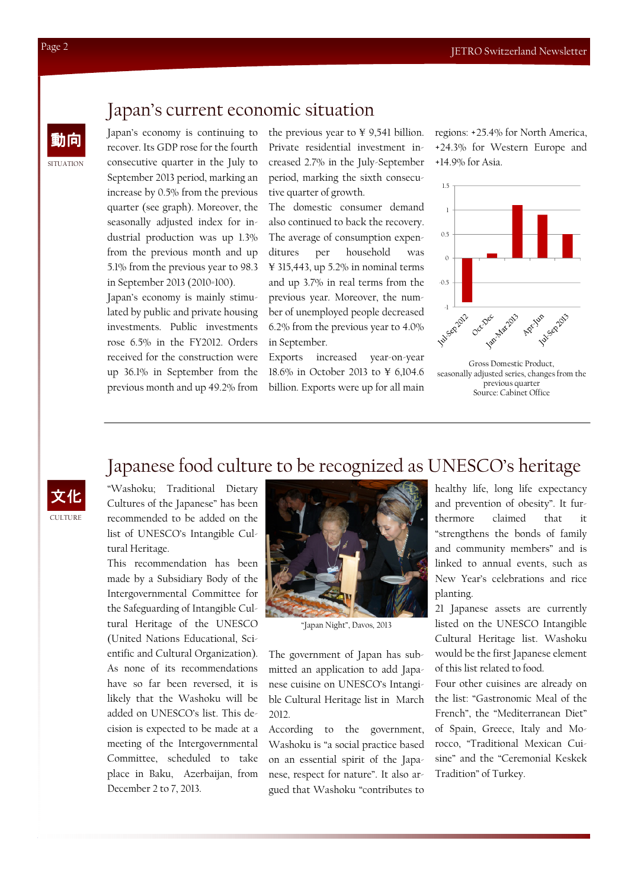# Japan's current economic situation

動向
SITUATION

Japan's economy is continuing to recover. Its GDP rose for the fourth consecutive quarter in the July to September 2013 period, marking an increase by 0.5% from the previous quarter (see graph). Moreover, the seasonally adjusted index for industrial production was up 1.3% from the previous month and up 5.1% from the previous year to 98.3 in September 2013 (2010=100).

Japan's economy is mainly stimulated by public and private housing investments. Public investments rose 6.5% in the FY2012. Orders received for the construction were up 36.1% in September from the previous month and up 49.2% from the previous year to ¥ 9,541 billion. Private residential investment increased 2.7% in the July-September period, marking the sixth consecutive quarter of growth.

The domestic consumer demand also continued to back the recovery. The average of consumption expenditures per household was ¥ 315,443, up 5.2% in nominal terms and up 3.7% in real terms from the previous year. Moreover, the number of unemployed people decreased 6.2% from the previous year to 4.0% in September.

Exports increased year-on-year 18.6% in October 2013 to ¥ 6,104.6 billion. Exports were up for all main regions: +25.4% for North America, +24.3% for Western Europe and +14.9% for Asia.

Gross Domestic Product, seasonally adjusted series, changes from the previous quarter
Source: Cabinet Office

# Japanese food culture to be recognized as UNESCO's heritage

文化
CULTURE

"Washoku; Traditional Dietary Cultures of the Japanese" has been recommended to be added on the list of UNESCO's Intangible Cultural Heritage.

This recommendation has been made by a Subsidiary Body of the Intergovernmental Committee for the Safeguarding of Intangible Cultural Heritage of the UNESCO (United Nations Educational, Scientific and Cultural Organization). As none of its recommendations have so far been reversed, it is likely that the Washoku will be added on UNESCO's list. This decision is expected to be made at a meeting of the Intergovernmental Committee, scheduled to take place in Baku, Azerbaijan, from December 2 to 7, 2013.

"Japan Night", Davos, 2013

The government of Japan has submitted an application to add Japanese cuisine on UNESCO's Intangible Cultural Heritage list in March 2012.

According to the government, Washoku is "a social practice based on an essential spirit of the Japanese, respect for nature". It also argued that Washoku "contributes to healthy life, long life expectancy and prevention of obesity". It furthermore claimed that it "strengthens the bonds of family and community members" and is linked to annual events, such as New Year's celebrations and rice planting.

21 Japanese assets are currently listed on the UNESCO Intangible Cultural Heritage list. Washoku would be the first Japanese element of this list related to food.

Four other cuisines are already on the list: "Gastronomic Meal of the French", the "Mediterranean Diet" of Spain, Greece, Italy and Morocco, "Traditional Mexican Cuisine" and the "Ceremonial Keskek Tradition" of Turkey.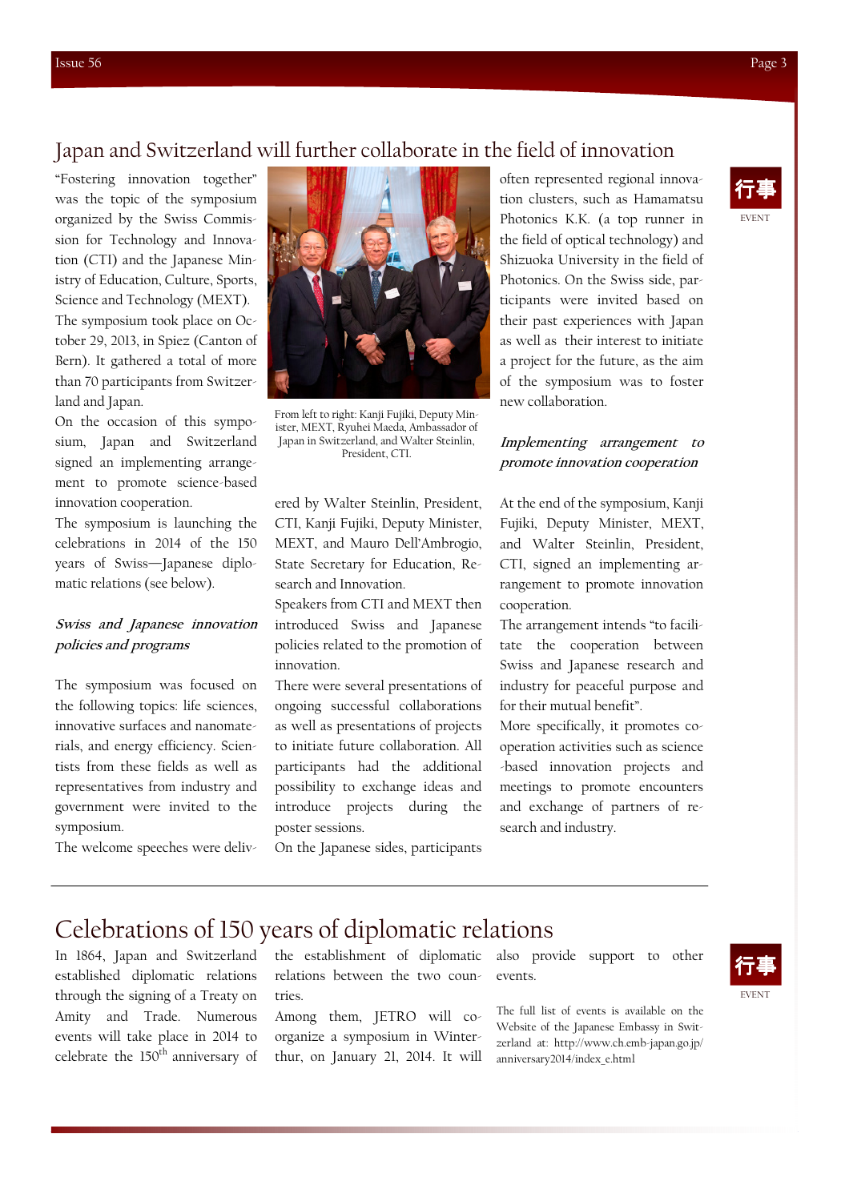## Japan and Switzerland will further collaborate in the field of innovation

行事
EVENT

"Fostering innovation together" was the topic of the symposium organized by the Swiss Commission for Technology and Innovation (CTI) and the Japanese Ministry of Education, Culture, Sports, Science and Technology (MEXT).

The symposium took place on October 29, 2013, in Spiez (Canton of Bern). It gathered a total of more than 70 participants from Switzerland and Japan.

On the occasion of this symposium, Japan and Switzerland signed an implementing arrangement to promote science-based innovation cooperation.

The symposium is launching the celebrations in 2014 of the 150 years of Swiss—Japanese diplomatic relations (see below).

### *Swiss and Japanese innovation policies and programs*

The symposium was focused on the following topics: life sciences, innovative surfaces and nanomaterials, and energy efficiency. Scientists from these fields as well as representatives from industry and government were invited to the symposium.

The welcome speeches were delivered by Walter Steinlin, President, CTI, Kanji Fujiki, Deputy Minister, MEXT, and Mauro Dell'Ambrogio, State Secretary for Education, Research and Innovation.

From left to right: Kanji Fujiki, Deputy Minister, MEXT, Ryuhei Maeda, Ambassador of Japan in Switzerland, and Walter Steinlin, President, CTI.

Speakers from CTI and MEXT then introduced Swiss and Japanese policies related to the promotion of innovation.

There were several presentations of ongoing successful collaborations as well as presentations of projects to initiate future collaboration. All participants had the additional possibility to exchange ideas and introduce projects during the poster sessions.

On the Japanese sides, participants often represented regional innovation clusters, such as Hamamatsu Photonics K.K. (a top runner in the field of optical technology) and Shizuoka University in the field of Photonics. On the Swiss side, participants were invited based on their past experiences with Japan as well as their interest to initiate a project for the future, as the aim of the symposium was to foster new collaboration.

### *Implementing arrangement to promote innovation cooperation*

At the end of the symposium, Kanji Fujiki, Deputy Minister, MEXT, and Walter Steinlin, President, CTI, signed an implementing arrangement to promote innovation cooperation.

The arrangement intends "to facilitate the cooperation between Swiss and Japanese research and industry for peaceful purpose and for their mutual benefit".

More specifically, it promotes cooperation activities such as science-based innovation projects and meetings to promote encounters and exchange of partners of research and industry.

## Celebrations of 150 years of diplomatic relations

行事
EVENT

In 1864, Japan and Switzerland established diplomatic relations through the signing of a Treaty on Amity and Trade. Numerous events will take place in 2014 to celebrate the 150th anniversary of the establishment of diplomatic relations between the two countries.

Among them, JETRO will co-organize a symposium in Winterthur, on January 21, 2014. It will also provide support to other events.

The full list of events is available on the Website of the Japanese Embassy in Switzerland at: http://www.ch.emb-japan.go.jp/anniversary2014/index_e.html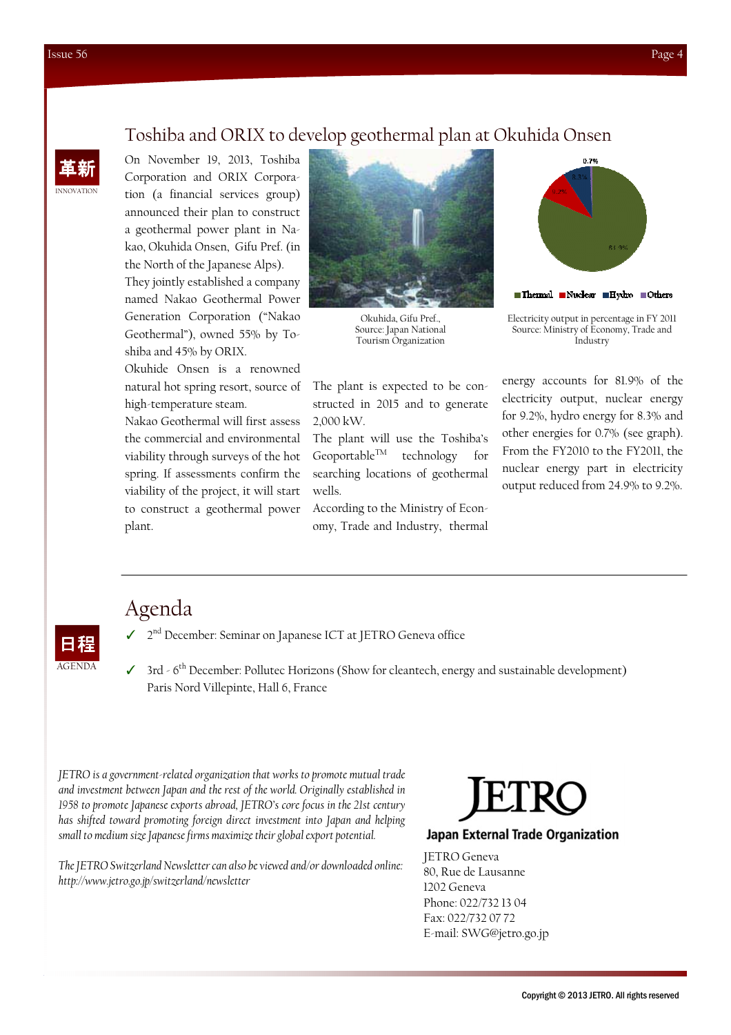## Toshiba and ORIX to develop geothermal plan at Okuhida Onsen

革新
INNOVATION

On November 19, 2013, Toshiba Corporation and ORIX Corporation (a financial services group) announced their plan to construct a geothermal power plant in Nakao, Okuhida Onsen, Gifu Pref. (in the North of the Japanese Alps).

They jointly established a company named Nakao Geothermal Power Generation Corporation ("Nakao Geothermal"), owned 55% by Toshiba and 45% by ORIX.

Okuhide Onsen is a renowned natural hot spring resort, source of high-temperature steam.

Nakao Geothermal will first assess the commercial and environmental viability through surveys of the hot spring. If assessments confirm the viability of the project, it will start to construct a geothermal power plant.

Okuhida, Gifu Pref., Source: Japan National Tourism Organization

0.7%
8.3%
9.2%
81.9%
Thermal Nuclear Hydro Others

Electricity output in percentage in FY 2011
Source: Ministry of Economy, Trade and Industry

The plant is expected to be constructed in 2015 and to generate 2,000 kW.

The plant will use the Toshiba's Geoportable™ technology for searching locations of geothermal wells.

According to the Ministry of Economy, Trade and Industry, thermal energy accounts for 81.9% of the electricity output, nuclear energy for 9.2%, hydro energy for 8.3% and other energies for 0.7% (see graph). From the FY2010 to the FY2011, the nuclear energy part in electricity output reduced from 24.9% to 9.2%.

## Agenda

日程
AGENDA

- ✓ 2nd December: Seminar on Japanese ICT at JETRO Geneva office
- ✓ 3rd - 6th December: Pollutec Horizons (Show for cleantech, energy and sustainable development) Paris Nord Villepinte, Hall 6, France

*JETRO is a government-related organization that works to promote mutual trade and investment between Japan and the rest of the world. Originally established in 1958 to promote Japanese exports abroad, JETRO's core focus in the 21st century has shifted toward promoting foreign direct investment into Japan and helping small to medium size Japanese firms maximize their global export potential.*

*The JETRO Switzerland Newsletter can also be viewed and/or downloaded online: http://www.jetro.go.jp/switzerland/newsletter*

JETRO
Japan External Trade Organization

JETRO Geneva
80, Rue de Lausanne
1202 Geneva
Phone: 022/732 13 04
Fax: 022/732 07 72
E-mail: SWG@jetro.go.jp

Copyright © 2013 JETRO. All rights reserved